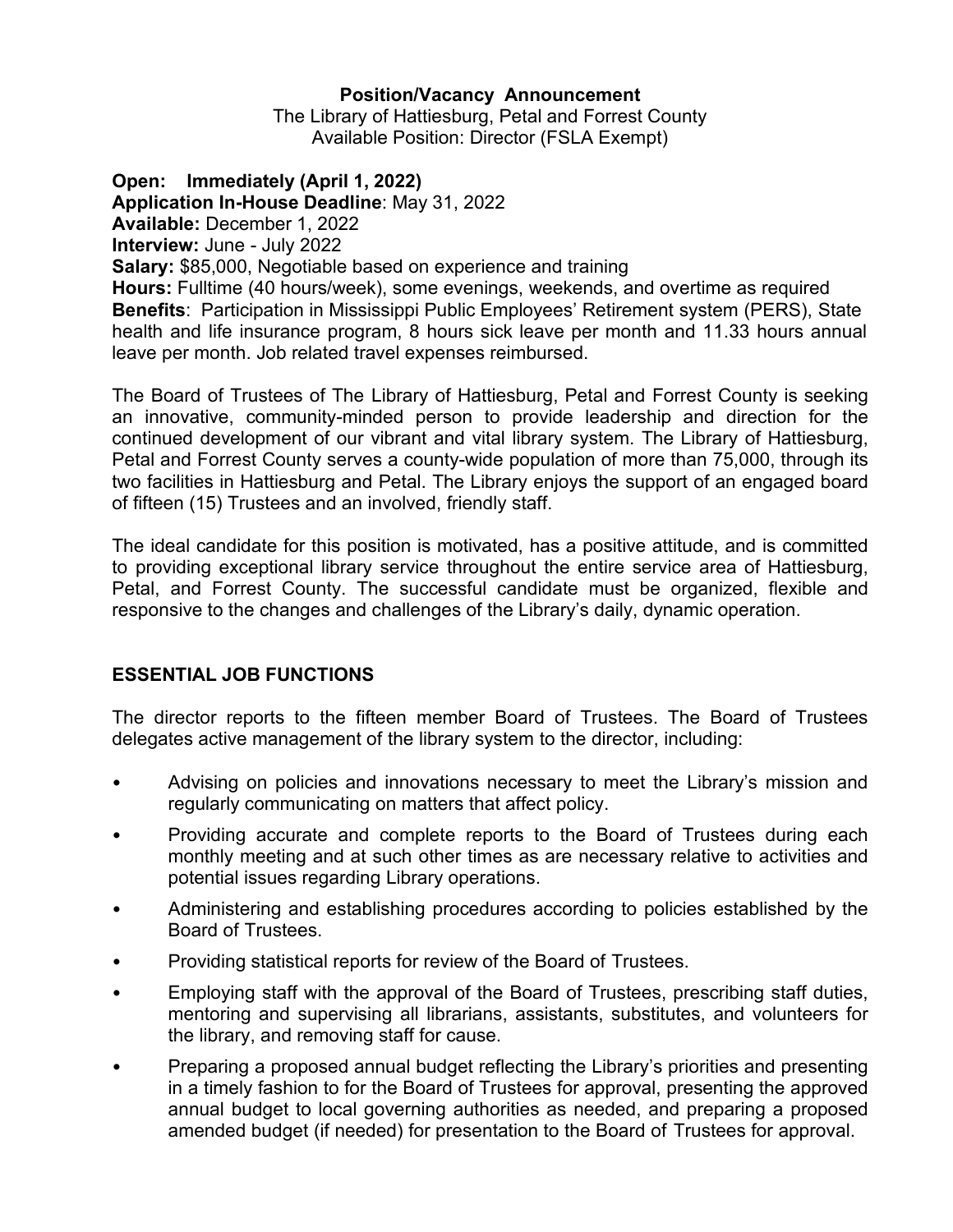**Position/Vacancy Announcement**

The Library of Hattiesburg, Petal and Forrest County
Available Position: Director (FSLA Exempt)

**Open: Immediately (April 1, 2022)**
**Application In-House Deadline**: May 31, 2022
**Available:** December 1, 2022
**Interview:** June - July 2022
**Salary:** $85,000, Negotiable based on experience and training
**Hours:** Fulltime (40 hours/week), some evenings, weekends, and overtime as required
**Benefits**: Participation in Mississippi Public Employees' Retirement system (PERS), State health and life insurance program, 8 hours sick leave per month and 11.33 hours annual leave per month. Job related travel expenses reimbursed.

The Board of Trustees of The Library of Hattiesburg, Petal and Forrest County is seeking an innovative, community-minded person to provide leadership and direction for the continued development of our vibrant and vital library system. The Library of Hattiesburg, Petal and Forrest County serves a county-wide population of more than 75,000, through its two facilities in Hattiesburg and Petal. The Library enjoys the support of an engaged board of fifteen (15) Trustees and an involved, friendly staff.

The ideal candidate for this position is motivated, has a positive attitude, and is committed to providing exceptional library service throughout the entire service area of Hattiesburg, Petal, and Forrest County. The successful candidate must be organized, flexible and responsive to the changes and challenges of the Library's daily, dynamic operation.

## ESSENTIAL JOB FUNCTIONS

The director reports to the fifteen member Board of Trustees. The Board of Trustees delegates active management of the library system to the director, including:

- Advising on policies and innovations necessary to meet the Library's mission and regularly communicating on matters that affect policy.
- Providing accurate and complete reports to the Board of Trustees during each monthly meeting and at such other times as are necessary relative to activities and potential issues regarding Library operations.
- Administering and establishing procedures according to policies established by the Board of Trustees.
- Providing statistical reports for review of the Board of Trustees.
- Employing staff with the approval of the Board of Trustees, prescribing staff duties, mentoring and supervising all librarians, assistants, substitutes, and volunteers for the library, and removing staff for cause.
- Preparing a proposed annual budget reflecting the Library's priorities and presenting in a timely fashion to for the Board of Trustees for approval, presenting the approved annual budget to local governing authorities as needed, and preparing a proposed amended budget (if needed) for presentation to the Board of Trustees for approval.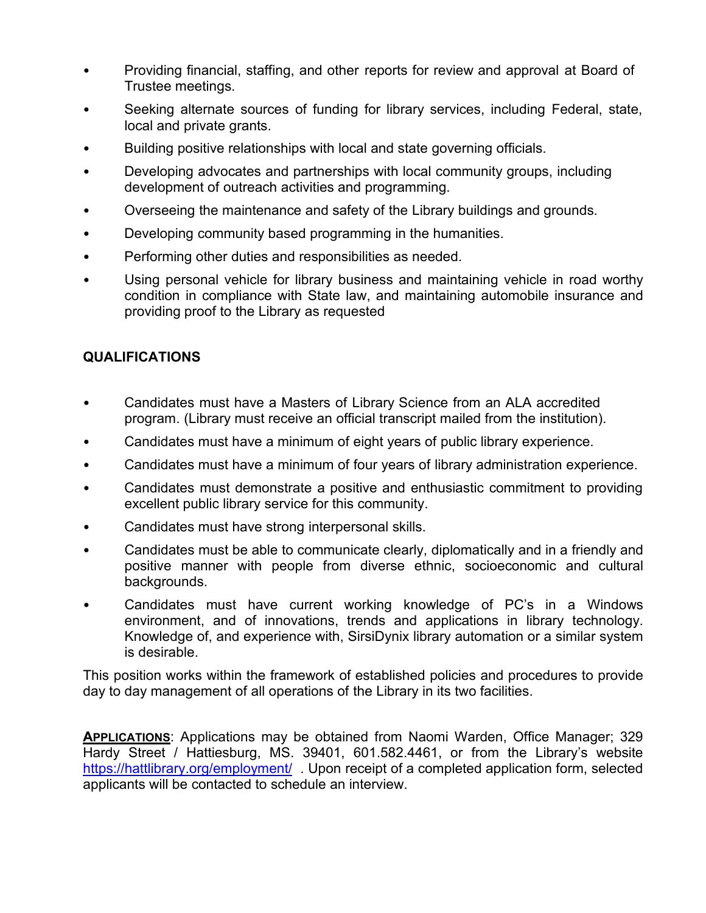- Providing financial, staffing, and other reports for review and approval at Board of Trustee meetings.
- Seeking alternate sources of funding for library services, including Federal, state, local and private grants.
- Building positive relationships with local and state governing officials.
- Developing advocates and partnerships with local community groups, including development of outreach activities and programming.
- Overseeing the maintenance and safety of the Library buildings and grounds.
- Developing community based programming in the humanities.
- Performing other duties and responsibilities as needed.
- Using personal vehicle for library business and maintaining vehicle in road worthy condition in compliance with State law, and maintaining automobile insurance and providing proof to the Library as requested

**QUALIFICATIONS**

- Candidates must have a Masters of Library Science from an ALA accredited program. (Library must receive an official transcript mailed from the institution).
- Candidates must have a minimum of eight years of public library experience.
- Candidates must have a minimum of four years of library administration experience.
- Candidates must demonstrate a positive and enthusiastic commitment to providing excellent public library service for this community.
- Candidates must have strong interpersonal skills.
- Candidates must be able to communicate clearly, diplomatically and in a friendly and positive manner with people from diverse ethnic, socioeconomic and cultural backgrounds.
- Candidates must have current working knowledge of PC's in a Windows environment, and of innovations, trends and applications in library technology. Knowledge of, and experience with, SirsiDynix library automation or a similar system is desirable.

This position works within the framework of established policies and procedures to provide day to day management of all operations of the Library in its two facilities.

**APPLICATIONS**: Applications may be obtained from Naomi Warden, Office Manager; 329 Hardy Street / Hattiesburg, MS. 39401, 601.582.4461, or from the Library's website https://hattlibrary.org/employment/ . Upon receipt of a completed application form, selected applicants will be contacted to schedule an interview.